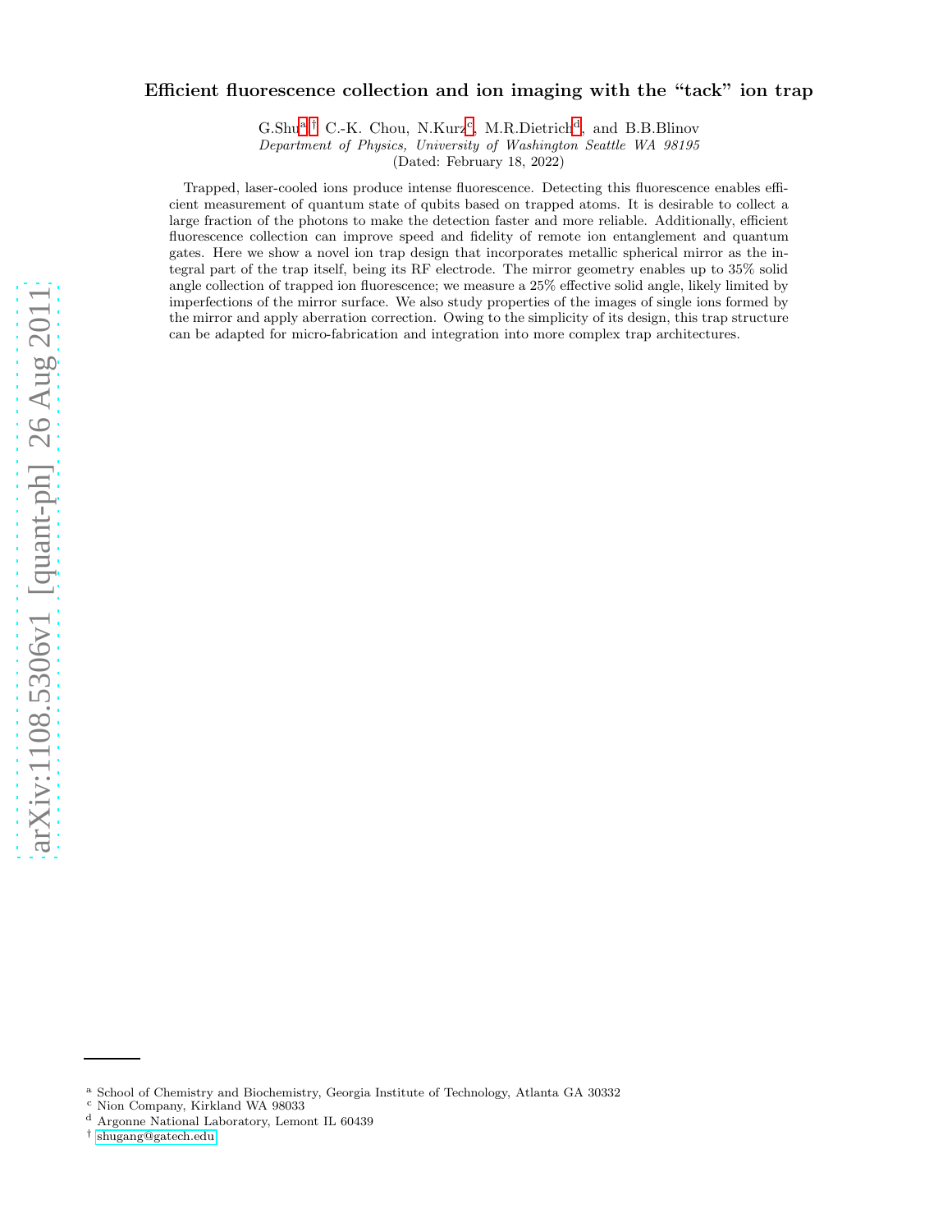# Efficient fluorescence collection and ion imaging with the "tack" ion trap

G.Shu[a,†] C.-K. Chou, N.Kurz[c], M.R.Dietrich[d], and B.B.Blinov

*Department of Physics, University of Washington Seattle WA 98195*

(Dated: February 18, 2022)

Trapped, laser-cooled ions produce intense fluorescence. Detecting this fluorescence enables efficient measurement of quantum state of qubits based on trapped atoms. It is desirable to collect a large fraction of the photons to make the detection faster and more reliable. Additionally, efficient fluorescence collection can improve speed and fidelity of remote ion entanglement and quantum gates. Here we show a novel ion trap design that incorporates metallic spherical mirror as the integral part of the trap itself, being its RF electrode. The mirror geometry enables up to 35% solid angle collection of trapped ion fluorescence; we measure a 25% effective solid angle, likely limited by imperfections of the mirror surface. We also study properties of the images of single ions formed by the mirror and apply aberration correction. Owing to the simplicity of its design, this trap structure can be adapted for micro-fabrication and integration into more complex trap architectures.

---

[a] School of Chemistry and Biochemistry, Georgia Institute of Technology, Atlanta GA 30332

[c] Nion Company, Kirkland WA 98033

[d] Argonne National Laboratory, Lemont IL 60439

[†] shugang@gatech.edu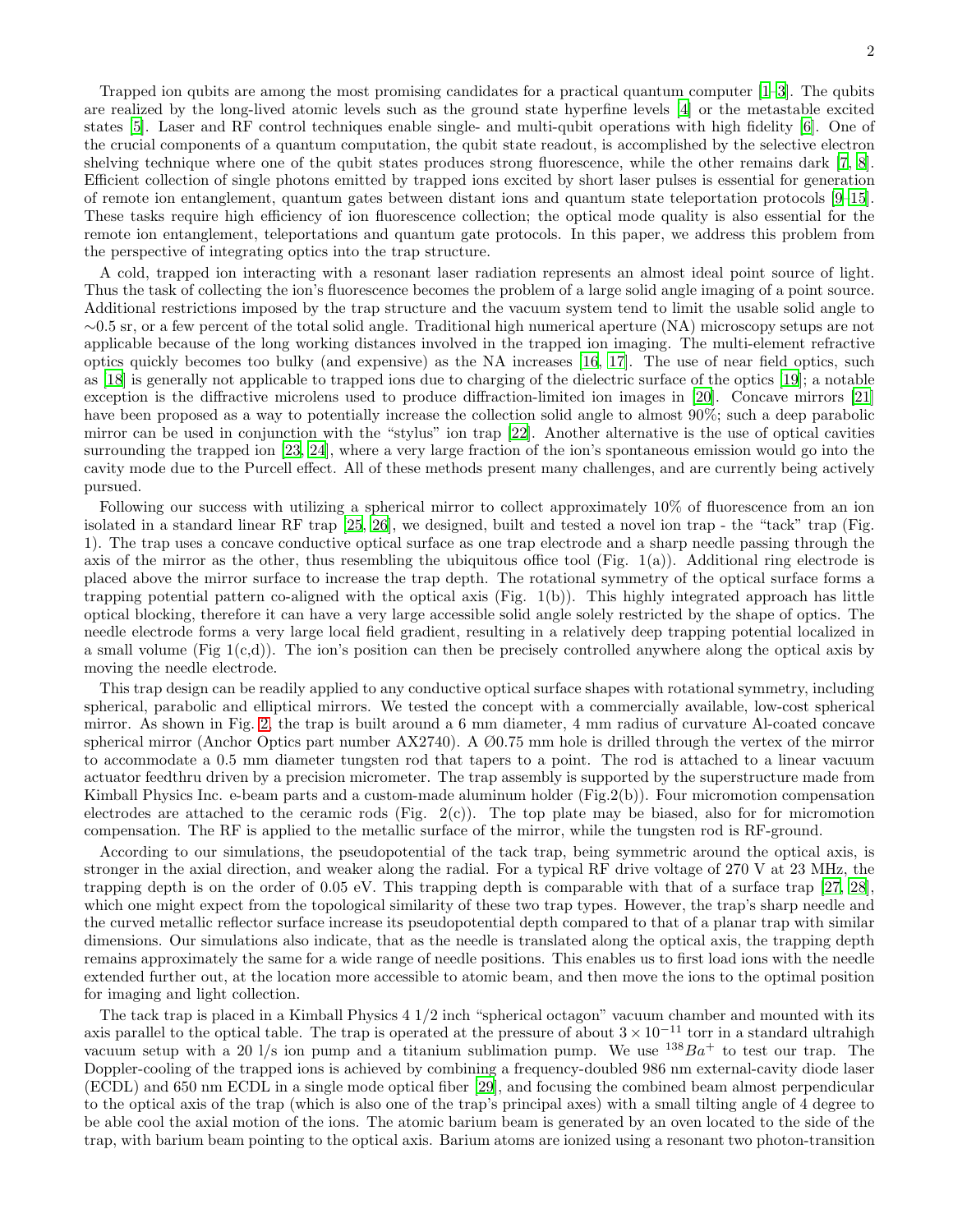Trapped ion qubits are among the most promising candidates for a practical quantum computer [1–3]. The qubits are realized by the long-lived atomic levels such as the ground state hyperfine levels [4] or the metastable excited states [5]. Laser and RF control techniques enable single- and multi-qubit operations with high fidelity [6]. One of the crucial components of a quantum computation, the qubit state readout, is accomplished by the selective electron shelving technique where one of the qubit states produces strong fluorescence, while the other remains dark [7, 8]. Efficient collection of single photons emitted by trapped ions excited by short laser pulses is essential for generation of remote ion entanglement, quantum gates between distant ions and quantum state teleportation protocols [9–15]. These tasks require high efficiency of ion fluorescence collection; the optical mode quality is also essential for the remote ion entanglement, teleportations and quantum gate protocols. In this paper, we address this problem from the perspective of integrating optics into the trap structure.

A cold, trapped ion interacting with a resonant laser radiation represents an almost ideal point source of light. Thus the task of collecting the ion's fluorescence becomes the problem of a large solid angle imaging of a point source. Additional restrictions imposed by the trap structure and the vacuum system tend to limit the usable solid angle to ∼0.5 sr, or a few percent of the total solid angle. Traditional high numerical aperture (NA) microscopy setups are not applicable because of the long working distances involved in the trapped ion imaging. The multi-element refractive optics quickly becomes too bulky (and expensive) as the NA increases [16, 17]. The use of near field optics, such as [18] is generally not applicable to trapped ions due to charging of the dielectric surface of the optics [19]; a notable exception is the diffractive microlens used to produce diffraction-limited ion images in [20]. Concave mirrors [21] have been proposed as a way to potentially increase the collection solid angle to almost 90%; such a deep parabolic mirror can be used in conjunction with the "stylus" ion trap [22]. Another alternative is the use of optical cavities surrounding the trapped ion [23, 24], where a very large fraction of the ion's spontaneous emission would go into the cavity mode due to the Purcell effect. All of these methods present many challenges, and are currently being actively pursued.

Following our success with utilizing a spherical mirror to collect approximately 10% of fluorescence from an ion isolated in a standard linear RF trap [25, 26], we designed, built and tested a novel ion trap - the "tack" trap (Fig. 1). The trap uses a concave conductive optical surface as one trap electrode and a sharp needle passing through the axis of the mirror as the other, thus resembling the ubiquitous office tool (Fig. 1(a)). Additional ring electrode is placed above the mirror surface to increase the trap depth. The rotational symmetry of the optical surface forms a trapping potential pattern co-aligned with the optical axis (Fig. 1(b)). This highly integrated approach has little optical blocking, therefore it can have a very large accessible solid angle solely restricted by the shape of optics. The needle electrode forms a very large local field gradient, resulting in a relatively deep trapping potential localized in a small volume (Fig 1(c,d)). The ion's position can then be precisely controlled anywhere along the optical axis by moving the needle electrode.

This trap design can be readily applied to any conductive optical surface shapes with rotational symmetry, including spherical, parabolic and elliptical mirrors. We tested the concept with a commercially available, low-cost spherical mirror. As shown in Fig. 2, the trap is built around a 6 mm diameter, 4 mm radius of curvature Al-coated concave spherical mirror (Anchor Optics part number AX2740). A Ø0.75 mm hole is drilled through the vertex of the mirror to accommodate a 0.5 mm diameter tungsten rod that tapers to a point. The rod is attached to a linear vacuum actuator feedthru driven by a precision micrometer. The trap assembly is supported by the superstructure made from Kimball Physics Inc. e-beam parts and a custom-made aluminum holder (Fig.2(b)). Four micromotion compensation electrodes are attached to the ceramic rods (Fig. 2(c)). The top plate may be biased, also for for micromotion compensation. The RF is applied to the metallic surface of the mirror, while the tungsten rod is RF-ground.

According to our simulations, the pseudopotential of the tack trap, being symmetric around the optical axis, is stronger in the axial direction, and weaker along the radial. For a typical RF drive voltage of 270 V at 23 MHz, the trapping depth is on the order of 0.05 eV. This trapping depth is comparable with that of a surface trap [27, 28], which one might expect from the topological similarity of these two trap types. However, the trap's sharp needle and the curved metallic reflector surface increase its pseudopotential depth compared to that of a planar trap with similar dimensions. Our simulations also indicate, that as the needle is translated along the optical axis, the trapping depth remains approximately the same for a wide range of needle positions. This enables us to first load ions with the needle extended further out, at the location more accessible to atomic beam, and then move the ions to the optimal position for imaging and light collection.

The tack trap is placed in a Kimball Physics 4 1/2 inch "spherical octagon" vacuum chamber and mounted with its axis parallel to the optical table. The trap is operated at the pressure of about $3 \times 10^{-11}$ torr in a standard ultrahigh vacuum setup with a 20 l/s ion pump and a titanium sublimation pump. We use $^{138}Ba^{+}$ to test our trap. The Doppler-cooling of the trapped ions is achieved by combining a frequency-doubled 986 nm external-cavity diode laser (ECDL) and 650 nm ECDL in a single mode optical fiber [29], and focusing the combined beam almost perpendicular to the optical axis of the trap (which is also one of the trap's principal axes) with a small tilting angle of 4 degree to be able cool the axial motion of the ions. The atomic barium beam is generated by an oven located to the side of the trap, with barium beam pointing to the optical axis. Barium atoms are ionized using a resonant two photon-transition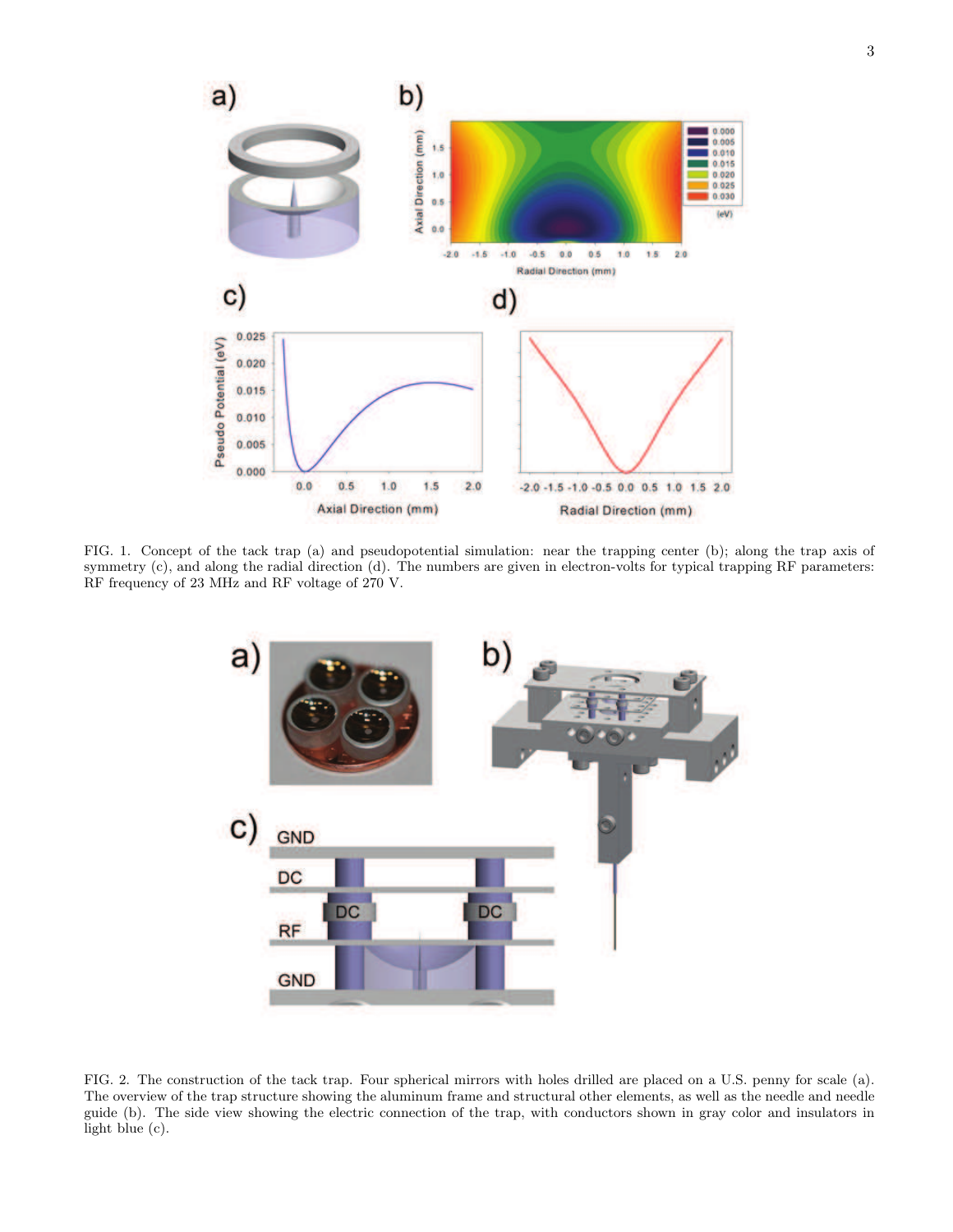FIG. 1. Concept of the tack trap (a) and pseudopotential simulation: near the trapping center (b); along the trap axis of symmetry (c), and along the radial direction (d). The numbers are given in electron-volts for typical trapping RF parameters: RF frequency of 23 MHz and RF voltage of 270 V.

FIG. 2. The construction of the tack trap. Four spherical mirrors with holes drilled are placed on a U.S. penny for scale (a). The overview of the trap structure showing the aluminum frame and structural other elements, as well as the needle and needle guide (b). The side view showing the electric connection of the trap, with conductors shown in gray color and insulators in light blue (c).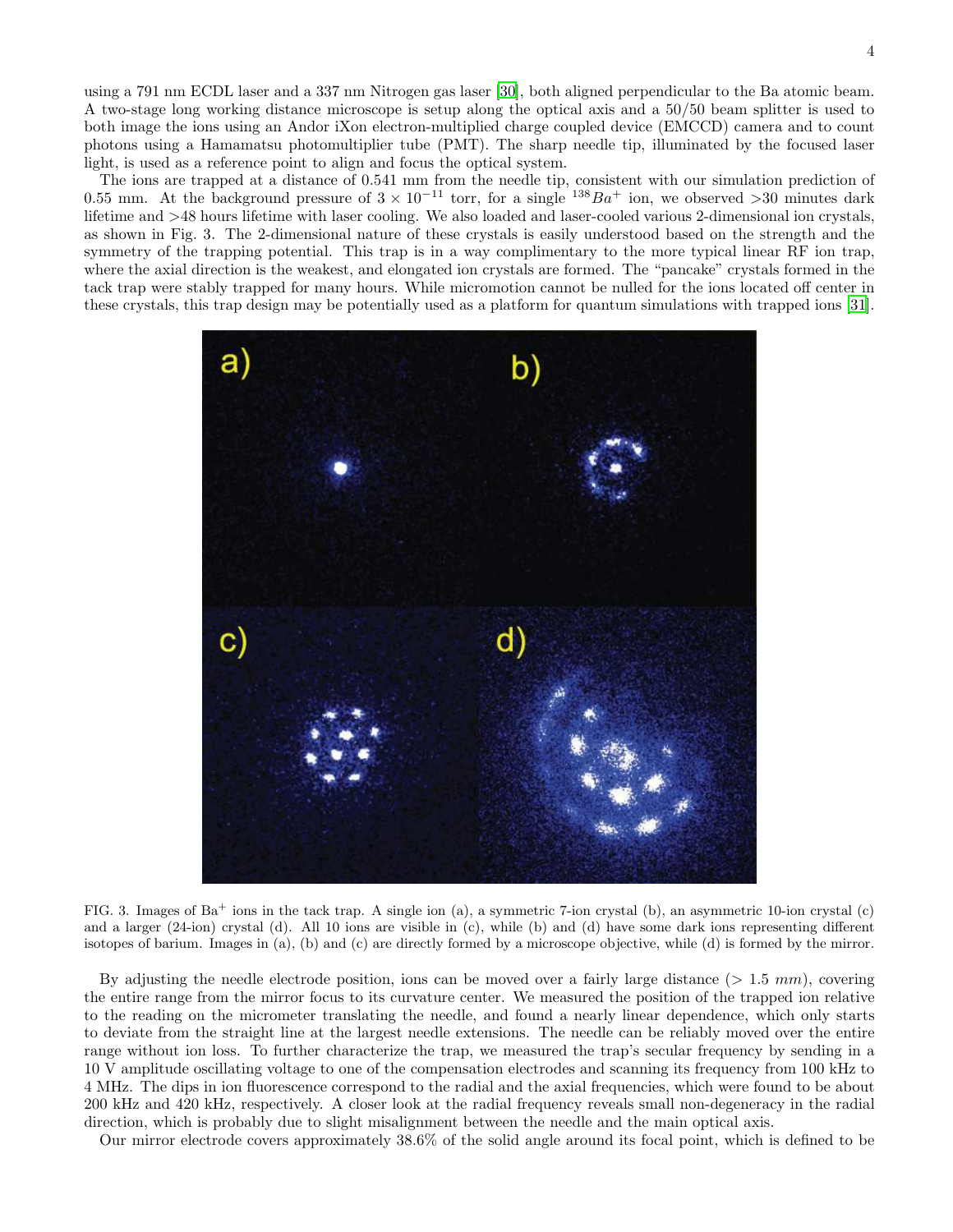using a 791 nm ECDL laser and a 337 nm Nitrogen gas laser [30], both aligned perpendicular to the Ba atomic beam. A two-stage long working distance microscope is setup along the optical axis and a 50/50 beam splitter is used to both image the ions using an Andor iXon electron-multiplied charge coupled device (EMCCD) camera and to count photons using a Hamamatsu photomultiplier tube (PMT). The sharp needle tip, illuminated by the focused laser light, is used as a reference point to align and focus the optical system.

The ions are trapped at a distance of 0.541 mm from the needle tip, consistent with our simulation prediction of 0.55 mm. At the background pressure of $3 \times 10^{-11}$ torr, for a single $^{138}Ba^{+}$ ion, we observed >30 minutes dark lifetime and >48 hours lifetime with laser cooling. We also loaded and laser-cooled various 2-dimensional ion crystals, as shown in Fig. 3. The 2-dimensional nature of these crystals is easily understood based on the strength and the symmetry of the trapping potential. This trap is in a way complimentary to the more typical linear RF ion trap, where the axial direction is the weakest, and elongated ion crystals are formed. The "pancake" crystals formed in the tack trap were stably trapped for many hours. While micromotion cannot be nulled for the ions located off center in these crystals, this trap design may be potentially used as a platform for quantum simulations with trapped ions [31].

FIG. 3. Images of Ba$^{+}$ ions in the tack trap. A single ion (a), a symmetric 7-ion crystal (b), an asymmetric 10-ion crystal (c) and a larger (24-ion) crystal (d). All 10 ions are visible in (c), while (b) and (d) have some dark ions representing different isotopes of barium. Images in (a), (b) and (c) are directly formed by a microscope objective, while (d) is formed by the mirror.

By adjusting the needle electrode position, ions can be moved over a fairly large distance (> 1.5 $mm$), covering the entire range from the mirror focus to its curvature center. We measured the position of the trapped ion relative to the reading on the micrometer translating the needle, and found a nearly linear dependence, which only starts to deviate from the straight line at the largest needle extensions. The needle can be reliably moved over the entire range without ion loss. To further characterize the trap, we measured the trap's secular frequency by sending in a 10 V amplitude oscillating voltage to one of the compensation electrodes and scanning its frequency from 100 kHz to 4 MHz. The dips in ion fluorescence correspond to the radial and the axial frequencies, which were found to be about 200 kHz and 420 kHz, respectively. A closer look at the radial frequency reveals small non-degeneracy in the radial direction, which is probably due to slight misalignment between the needle and the main optical axis.

Our mirror electrode covers approximately 38.6% of the solid angle around its focal point, which is defined to be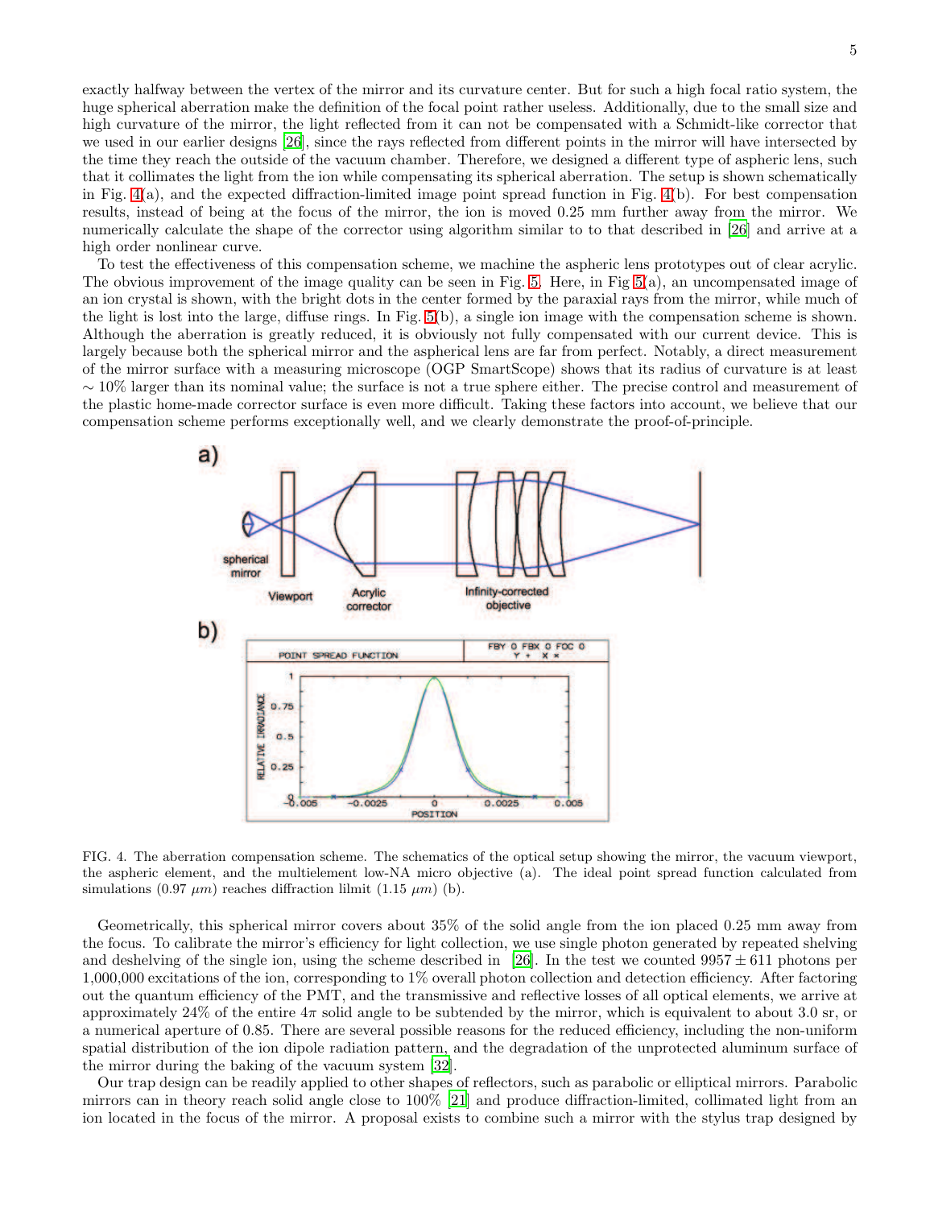exactly halfway between the vertex of the mirror and its curvature center. But for such a high focal ratio system, the huge spherical aberration make the definition of the focal point rather useless. Additionally, due to the small size and high curvature of the mirror, the light reflected from it can not be compensated with a Schmidt-like corrector that we used in our earlier designs [26], since the rays reflected from different points in the mirror will have intersected by the time they reach the outside of the vacuum chamber. Therefore, we designed a different type of aspheric lens, such that it collimates the light from the ion while compensating its spherical aberration. The setup is shown schematically in Fig. 4(a), and the expected diffraction-limited image point spread function in Fig. 4(b). For best compensation results, instead of being at the focus of the mirror, the ion is moved 0.25 mm further away from the mirror. We numerically calculate the shape of the corrector using algorithm similar to to that described in [26] and arrive at a high order nonlinear curve.

To test the effectiveness of this compensation scheme, we machine the aspheric lens prototypes out of clear acrylic. The obvious improvement of the image quality can be seen in Fig. 5. Here, in Fig 5(a), an uncompensated image of an ion crystal is shown, with the bright dots in the center formed by the paraxial rays from the mirror, while much of the light is lost into the large, diffuse rings. In Fig. 5(b), a single ion image with the compensation scheme is shown. Although the aberration is greatly reduced, it is obviously not fully compensated with our current device. This is largely because both the spherical mirror and the aspherical lens are far from perfect. Notably, a direct measurement of the mirror surface with a measuring microscope (OGP SmartScope) shows that its radius of curvature is at least $\sim 10\%$ larger than its nominal value; the surface is not a true sphere either. The precise control and measurement of the plastic home-made corrector surface is even more difficult. Taking these factors into account, we believe that our compensation scheme performs exceptionally well, and we clearly demonstrate the proof-of-principle.

FIG. 4. The aberration compensation scheme. The schematics of the optical setup showing the mirror, the vacuum viewport, the aspheric element, and the multielement low-NA micro objective (a). The ideal point spread function calculated from simulations (0.97 $\mu m$) reaches diffraction lilmit (1.15 $\mu m$) (b).

Geometrically, this spherical mirror covers about 35% of the solid angle from the ion placed 0.25 mm away from the focus. To calibrate the mirror's efficiency for light collection, we use single photon generated by repeated shelving and deshelving of the single ion, using the scheme described in [26]. In the test we counted $9957 \pm 611$ photons per 1,000,000 excitations of the ion, corresponding to 1% overall photon collection and detection efficiency. After factoring out the quantum efficiency of the PMT, and the transmissive and reflective losses of all optical elements, we arrive at approximately 24% of the entire $4\pi$ solid angle to be subtended by the mirror, which is equivalent to about 3.0 sr, or a numerical aperture of 0.85. There are several possible reasons for the reduced efficiency, including the non-uniform spatial distribution of the ion dipole radiation pattern, and the degradation of the unprotected aluminum surface of the mirror during the baking of the vacuum system [32].

Our trap design can be readily applied to other shapes of reflectors, such as parabolic or elliptical mirrors. Parabolic mirrors can in theory reach solid angle close to 100% [21] and produce diffraction-limited, collimated light from an ion located in the focus of the mirror. A proposal exists to combine such a mirror with the stylus trap designed by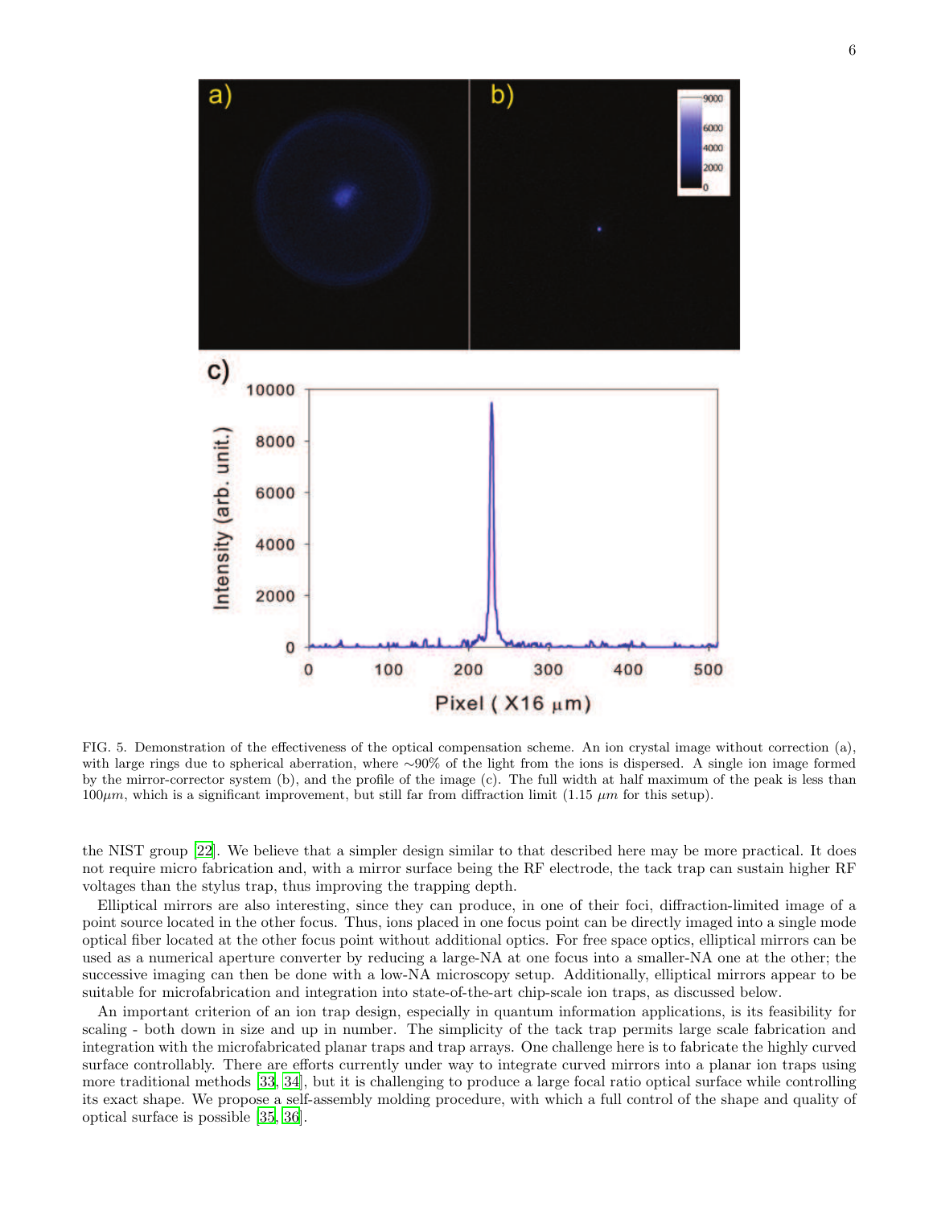FIG. 5. Demonstration of the effectiveness of the optical compensation scheme. An ion crystal image without correction (a), with large rings due to spherical aberration, where ∼90% of the light from the ions is dispersed. A single ion image formed by the mirror-corrector system (b), and the profile of the image (c). The full width at half maximum of the peak is less than $100\mu m$, which is a significant improvement, but still far from diffraction limit (1.15 $\mu m$ for this setup).

the NIST group [22]. We believe that a simpler design similar to that described here may be more practical. It does not require micro fabrication and, with a mirror surface being the RF electrode, the tack trap can sustain higher RF voltages than the stylus trap, thus improving the trapping depth.

Elliptical mirrors are also interesting, since they can produce, in one of their foci, diffraction-limited image of a point source located in the other focus. Thus, ions placed in one focus point can be directly imaged into a single mode optical fiber located at the other focus point without additional optics. For free space optics, elliptical mirrors can be used as a numerical aperture converter by reducing a large-NA at one focus into a smaller-NA one at the other; the successive imaging can then be done with a low-NA microscopy setup. Additionally, elliptical mirrors appear to be suitable for microfabrication and integration into state-of-the-art chip-scale ion traps, as discussed below.

An important criterion of an ion trap design, especially in quantum information applications, is its feasibility for scaling - both down in size and up in number. The simplicity of the tack trap permits large scale fabrication and integration with the microfabricated planar traps and trap arrays. One challenge here is to fabricate the highly curved surface controllably. There are efforts currently under way to integrate curved mirrors into a planar ion traps using more traditional methods [33, 34], but it is challenging to produce a large focal ratio optical surface while controlling its exact shape. We propose a self-assembly molding procedure, with which a full control of the shape and quality of optical surface is possible [35, 36].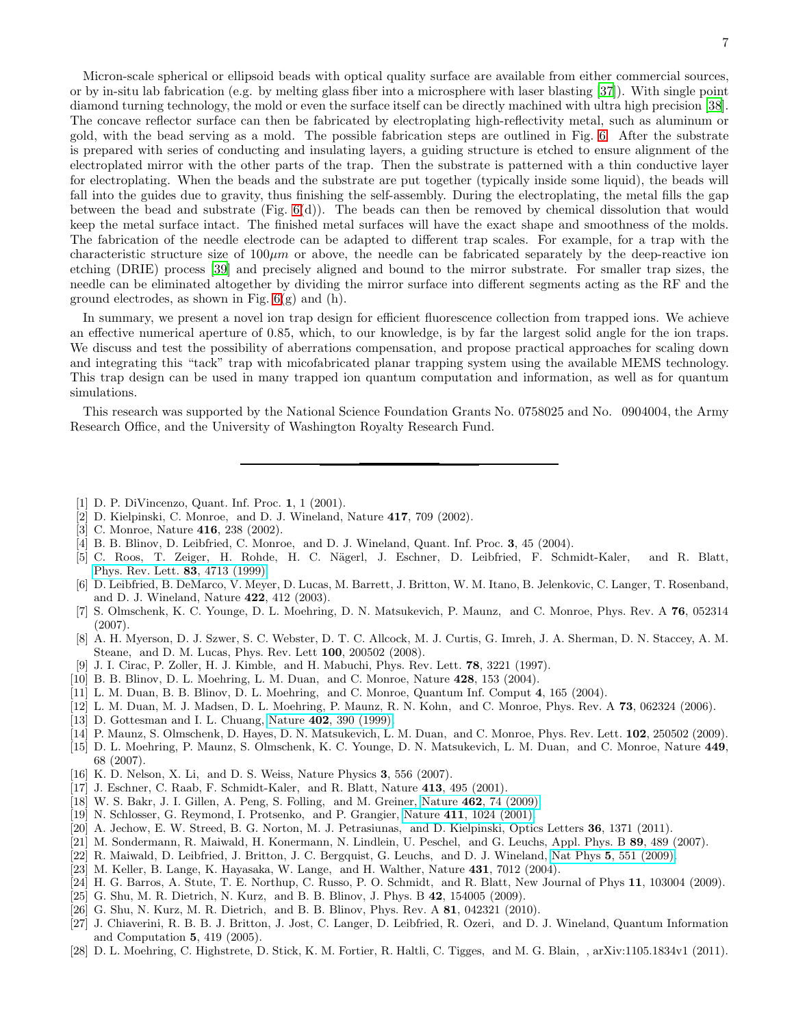Micron-scale spherical or ellipsoid beads with optical quality surface are available from either commercial sources, or by in-situ lab fabrication (e.g. by melting glass fiber into a microsphere with laser blasting [37]). With single point diamond turning technology, the mold or even the surface itself can be directly machined with ultra high precision [38]. The concave reflector surface can then be fabricated by electroplating high-reflectivity metal, such as aluminum or gold, with the bead serving as a mold. The possible fabrication steps are outlined in Fig. 6. After the substrate is prepared with series of conducting and insulating layers, a guiding structure is etched to ensure alignment of the electroplated mirror with the other parts of the trap. Then the substrate is patterned with a thin conductive layer for electroplating. When the beads and the substrate are put together (typically inside some liquid), the beads will fall into the guides due to gravity, thus finishing the self-assembly. During the electroplating, the metal fills the gap between the bead and substrate (Fig. 6(d)). The beads can then be removed by chemical dissolution that would keep the metal surface intact. The finished metal surfaces will have the exact shape and smoothness of the molds. The fabrication of the needle electrode can be adapted to different trap scales. For example, for a trap with the characteristic structure size of $100\mu m$ or above, the needle can be fabricated separately by the deep-reactive ion etching (DRIE) process [39] and precisely aligned and bound to the mirror substrate. For smaller trap sizes, the needle can be eliminated altogether by dividing the mirror surface into different segments acting as the RF and the ground electrodes, as shown in Fig. 6(g) and (h).

In summary, we present a novel ion trap design for efficient fluorescence collection from trapped ions. We achieve an effective numerical aperture of 0.85, which, to our knowledge, is by far the largest solid angle for the ion traps. We discuss and test the possibility of aberrations compensation, and propose practical approaches for scaling down and integrating this "tack" trap with micofabricated planar trapping system using the available MEMS technology. This trap design can be used in many trapped ion quantum computation and information, as well as for quantum simulations.

This research was supported by the National Science Foundation Grants No. 0758025 and No. 0904004, the Army Research Office, and the University of Washington Royalty Research Fund.

---

[1] D. P. DiVincenzo, Quant. Inf. Proc. **1**, 1 (2001).
[2] D. Kielpinski, C. Monroe, and D. J. Wineland, Nature **417**, 709 (2002).
[3] C. Monroe, Nature **416**, 238 (2002).
[4] B. B. Blinov, D. Leibfried, C. Monroe, and D. J. Wineland, Quant. Inf. Proc. **3**, 45 (2004).
[5] C. Roos, T. Zeiger, H. Rohde, H. C. Nägerl, J. Eschner, D. Leibfried, F. Schmidt-Kaler, and R. Blatt, Phys. Rev. Lett. **83**, 4713 (1999).
[6] D. Leibfried, B. DeMarco, V. Meyer, D. Lucas, M. Barrett, J. Britton, W. M. Itano, B. Jelenkovic, C. Langer, T. Rosenband, and D. J. Wineland, Nature **422**, 412 (2003).
[7] S. Olmschenk, K. C. Younge, D. L. Moehring, D. N. Matsukevich, P. Maunz, and C. Monroe, Phys. Rev. A **76**, 052314 (2007).
[8] A. H. Myerson, D. J. Szwer, S. C. Webster, D. T. C. Allcock, M. J. Curtis, G. Imreh, J. A. Sherman, D. N. Staccey, A. M. Steane, and D. M. Lucas, Phys. Rev. Lett **100**, 200502 (2008).
[9] J. I. Cirac, P. Zoller, H. J. Kimble, and H. Mabuchi, Phys. Rev. Lett. **78**, 3221 (1997).
[10] B. B. Blinov, D. L. Moehring, L. M. Duan, and C. Monroe, Nature **428**, 153 (2004).
[11] L. M. Duan, B. B. Blinov, D. L. Moehring, and C. Monroe, Quantum Inf. Comput **4**, 165 (2004).
[12] L. M. Duan, M. J. Madsen, D. L. Moehring, P. Maunz, R. N. Kohn, and C. Monroe, Phys. Rev. A **73**, 062324 (2006).
[13] D. Gottesman and I. L. Chuang, Nature **402**, 390 (1999).
[14] P. Maunz, S. Olmschenk, D. Hayes, D. N. Matsukevich, L. M. Duan, and C. Monroe, Phys. Rev. Lett. **102**, 250502 (2009).
[15] D. L. Moehring, P. Maunz, S. Olmschenk, K. C. Younge, D. N. Matsukevich, L. M. Duan, and C. Monroe, Nature **449**, 68 (2007).
[16] K. D. Nelson, X. Li, and D. S. Weiss, Nature Physics **3**, 556 (2007).
[17] J. Eschner, C. Raab, F. Schmidt-Kaler, and R. Blatt, Nature **413**, 495 (2001).
[18] W. S. Bakr, J. I. Gillen, A. Peng, S. Folling, and M. Greiner, Nature **462**, 74 (2009).
[19] N. Schlosser, G. Reymond, I. Protsenko, and P. Grangier, Nature **411**, 1024 (2001).
[20] A. Jechow, E. W. Streed, B. G. Norton, M. J. Petrasiunas, and D. Kielpinski, Optics Letters **36**, 1371 (2011).
[21] M. Sondermann, R. Maiwald, H. Konermann, N. Lindlein, U. Peschel, and G. Leuchs, Appl. Phys. B **89**, 489 (2007).
[22] R. Maiwald, D. Leibfried, J. Britton, J. C. Bergquist, G. Leuchs, and D. J. Wineland, Nat Phys **5**, 551 (2009).
[23] M. Keller, B. Lange, K. Hayasaka, W. Lange, and H. Walther, Nature **431**, 7012 (2004).
[24] H. G. Barros, A. Stute, T. E. Northup, C. Russo, P. O. Schmidt, and R. Blatt, New Journal of Phys **11**, 103004 (2009).
[25] G. Shu, M. R. Dietrich, N. Kurz, and B. B. Blinov, J. Phys. B **42**, 154005 (2009).
[26] G. Shu, N. Kurz, M. R. Dietrich, and B. B. Blinov, Phys. Rev. A **81**, 042321 (2010).
[27] J. Chiaverini, R. B. B. J. Britton, J. Jost, C. Langer, D. Leibfried, R. Ozeri, and D. J. Wineland, Quantum Information and Computation **5**, 419 (2005).
[28] D. L. Moehring, C. Highstrete, D. Stick, K. M. Fortier, R. Haltli, C. Tigges, and M. G. Blain, , arXiv:1105.1834v1 (2011).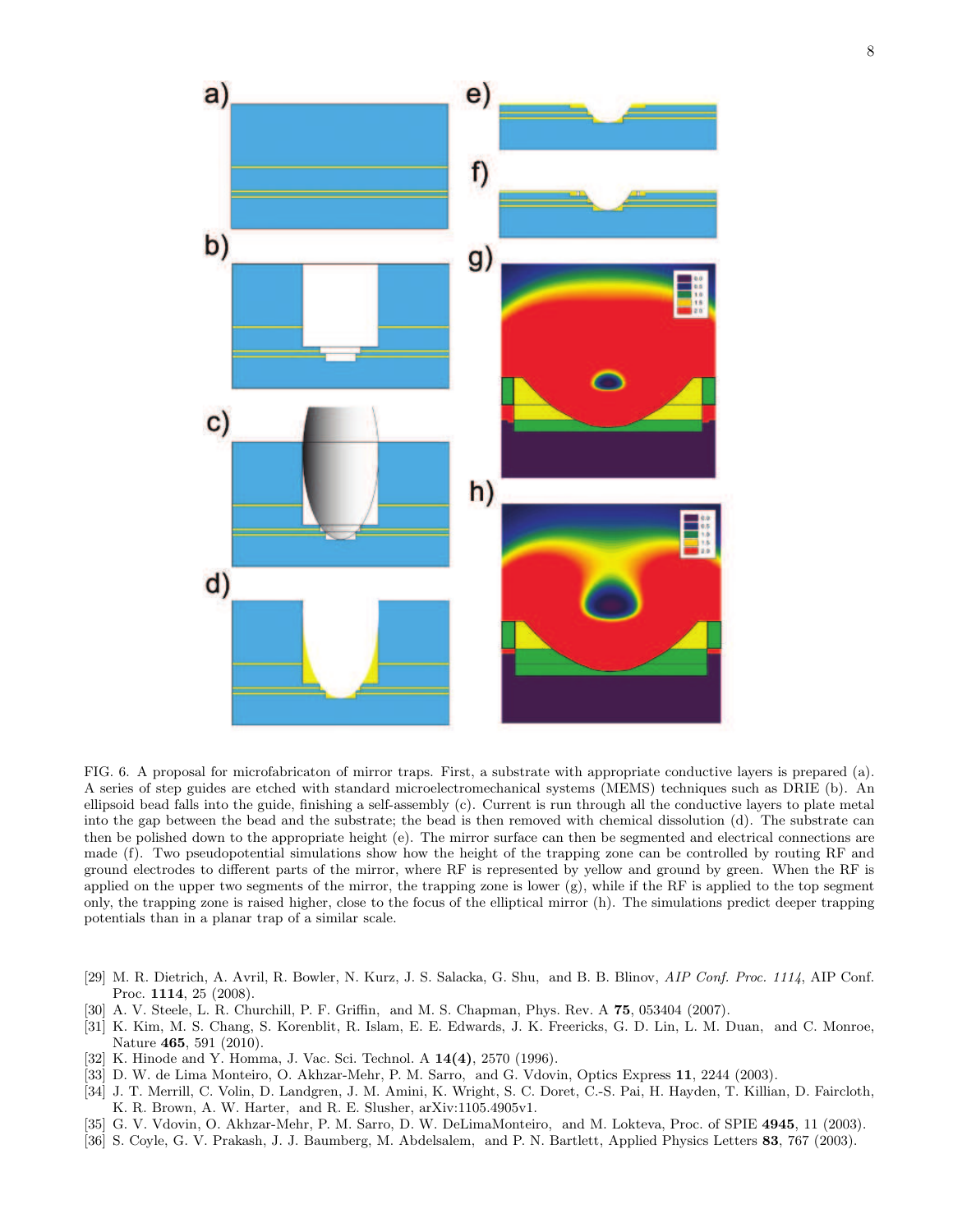FIG. 6. A proposal for microfabricaton of mirror traps. First, a substrate with appropriate conductive layers is prepared (a). A series of step guides are etched with standard microelectromechanical systems (MEMS) techniques such as DRIE (b). An ellipsoid bead falls into the guide, finishing a self-assembly (c). Current is run through all the conductive layers to plate metal into the gap between the bead and the substrate; the bead is then removed with chemical dissolution (d). The substrate can then be polished down to the appropriate height (e). The mirror surface can then be segmented and electrical connections are made (f). Two pseudopotential simulations show how the height of the trapping zone can be controlled by routing RF and ground electrodes to different parts of the mirror, where RF is represented by yellow and ground by green. When the RF is applied on the upper two segments of the mirror, the trapping zone is lower (g), while if the RF is applied to the top segment only, the trapping zone is raised higher, close to the focus of the elliptical mirror (h). The simulations predict deeper trapping potentials than in a planar trap of a similar scale.

[29] M. R. Dietrich, A. Avril, R. Bowler, N. Kurz, J. S. Salacka, G. Shu, and B. B. Blinov, *AIP Conf. Proc. 1114*, AIP Conf. Proc. **1114**, 25 (2008).
[30] A. V. Steele, L. R. Churchill, P. F. Griffin, and M. S. Chapman, Phys. Rev. A **75**, 053404 (2007).
[31] K. Kim, M. S. Chang, S. Korenblit, R. Islam, E. E. Edwards, J. K. Freericks, G. D. Lin, L. M. Duan, and C. Monroe, Nature **465**, 591 (2010).
[32] K. Hinode and Y. Homma, J. Vac. Sci. Technol. A **14(4)**, 2570 (1996).
[33] D. W. de Lima Monteiro, O. Akhzar-Mehr, P. M. Sarro, and G. Vdovin, Optics Express **11**, 2244 (2003).
[34] J. T. Merrill, C. Volin, D. Landgren, J. M. Amini, K. Wright, S. C. Doret, C.-S. Pai, H. Hayden, T. Killian, D. Faircloth, K. R. Brown, A. W. Harter, and R. E. Slusher, arXiv:1105.4905v1.
[35] G. V. Vdovin, O. Akhzar-Mehr, P. M. Sarro, D. W. DeLimaMonteiro, and M. Lokteva, Proc. of SPIE **4945**, 11 (2003).
[36] S. Coyle, G. V. Prakash, J. J. Baumberg, M. Abdelsalem, and P. N. Bartlett, Applied Physics Letters **83**, 767 (2003).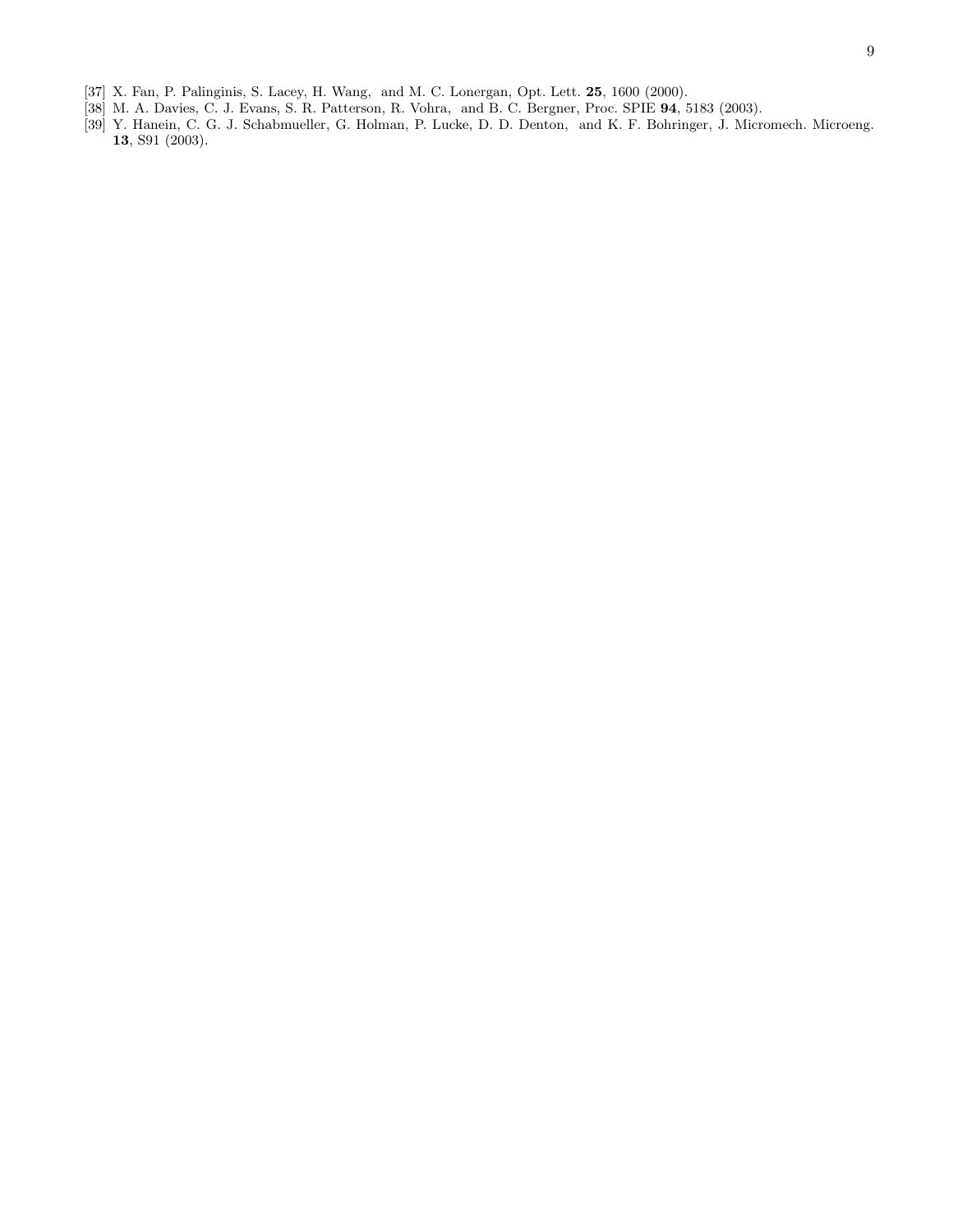[37] X. Fan, P. Palinginis, S. Lacey, H. Wang, and M. C. Lonergan, Opt. Lett. **25**, 1600 (2000).

[38] M. A. Davies, C. J. Evans, S. R. Patterson, R. Vohra, and B. C. Bergner, Proc. SPIE **94**, 5183 (2003).

[39] Y. Hanein, C. G. J. Schabmueller, G. Holman, P. Lucke, D. D. Denton, and K. F. Bohringer, J. Micromech. Microeng. **13**, S91 (2003).